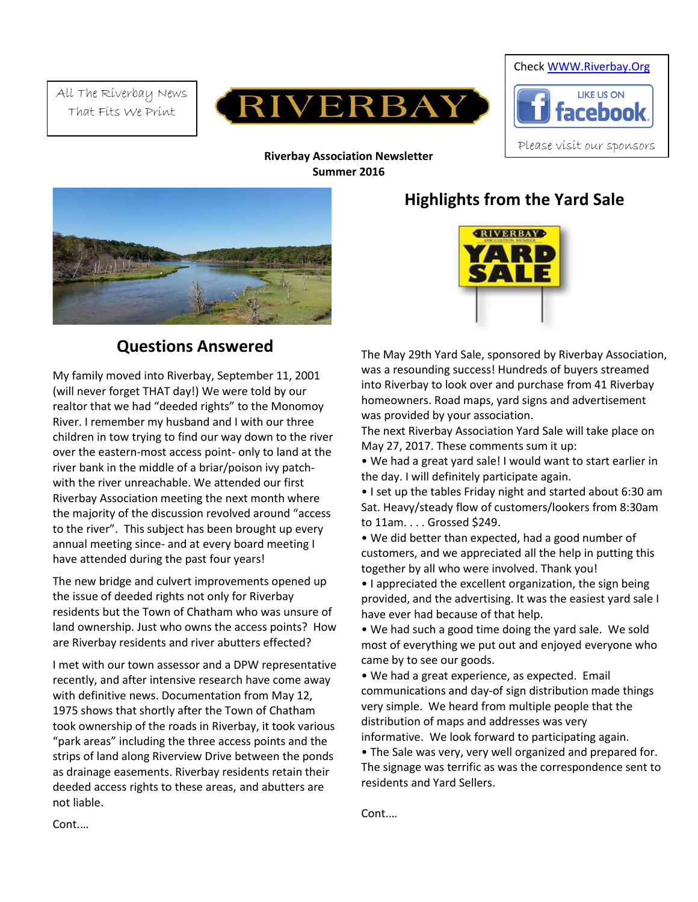All The Riverbay News That Fits We Print

RIVERBAY

Check WWW.Riverbay.Org

LIKE US ON facebook

Please visit our sponsors

**Riverbay Association Newsletter**
**Summer 2016**

## Questions Answered

My family moved into Riverbay, September 11, 2001 (will never forget THAT day!) We were told by our realtor that we had "deeded rights" to the Monomoy River. I remember my husband and I with our three children in tow trying to find our way down to the river over the eastern-most access point- only to land at the river bank in the middle of a briar/poison ivy patch- with the river unreachable. We attended our first Riverbay Association meeting the next month where the majority of the discussion revolved around "access to the river". This subject has been brought up every annual meeting since- and at every board meeting I have attended during the past four years!

The new bridge and culvert improvements opened up the issue of deeded rights not only for Riverbay residents but the Town of Chatham who was unsure of land ownership. Just who owns the access points? How are Riverbay residents and river abutters effected?

I met with our town assessor and a DPW representative recently, and after intensive research have come away with definitive news. Documentation from May 12, 1975 shows that shortly after the Town of Chatham took ownership of the roads in Riverbay, it took various "park areas" including the three access points and the strips of land along Riverview Drive between the ponds as drainage easements. Riverbay residents retain their deeded access rights to these areas, and abutters are not liable.

Cont.…

## Highlights from the Yard Sale

The May 29th Yard Sale, sponsored by Riverbay Association, was a resounding success! Hundreds of buyers streamed into Riverbay to look over and purchase from 41 Riverbay homeowners. Road maps, yard signs and advertisement was provided by your association.

The next Riverbay Association Yard Sale will take place on May 27, 2017. These comments sum it up:

- We had a great yard sale! I would want to start earlier in the day. I will definitely participate again.
- I set up the tables Friday night and started about 6:30 am Sat. Heavy/steady flow of customers/lookers from 8:30am to 11am. . . . Grossed $249.
- We did better than expected, had a good number of customers, and we appreciated all the help in putting this together by all who were involved. Thank you!
- I appreciated the excellent organization, the sign being provided, and the advertising. It was the easiest yard sale I have ever had because of that help.
- We had such a good time doing the yard sale. We sold most of everything we put out and enjoyed everyone who came by to see our goods.
- We had a great experience, as expected. Email communications and day-of sign distribution made things very simple. We heard from multiple people that the distribution of maps and addresses was very informative. We look forward to participating again.
- The Sale was very, very well organized and prepared for. The signage was terrific as was the correspondence sent to residents and Yard Sellers.

Cont.…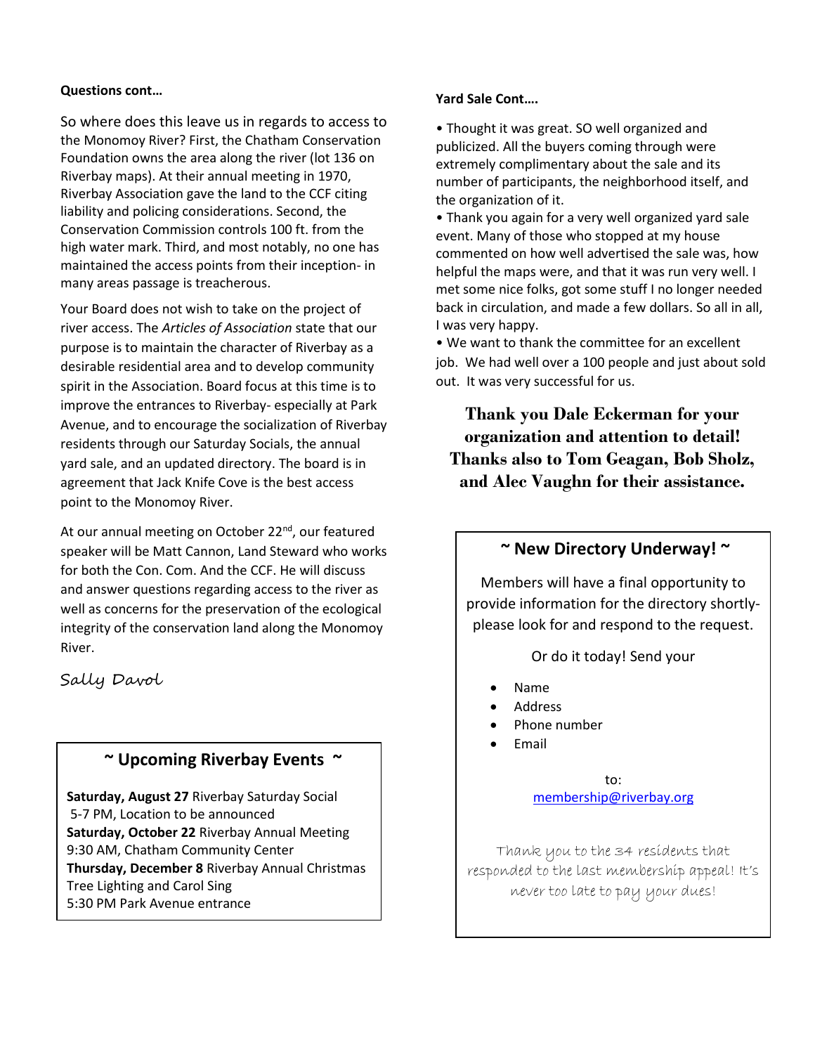**Questions cont…**

So where does this leave us in regards to access to the Monomoy River? First, the Chatham Conservation Foundation owns the area along the river (lot 136 on Riverbay maps). At their annual meeting in 1970, Riverbay Association gave the land to the CCF citing liability and policing considerations. Second, the Conservation Commission controls 100 ft. from the high water mark. Third, and most notably, no one has maintained the access points from their inception- in many areas passage is treacherous.

Your Board does not wish to take on the project of river access. The *Articles of Association* state that our purpose is to maintain the character of Riverbay as a desirable residential area and to develop community spirit in the Association. Board focus at this time is to improve the entrances to Riverbay- especially at Park Avenue, and to encourage the socialization of Riverbay residents through our Saturday Socials, the annual yard sale, and an updated directory. The board is in agreement that Jack Knife Cove is the best access point to the Monomoy River.

At our annual meeting on October 22nd, our featured speaker will be Matt Cannon, Land Steward who works for both the Con. Com. And the CCF. He will discuss and answer questions regarding access to the river as well as concerns for the preservation of the ecological integrity of the conservation land along the Monomoy River.

Sally Davol

## ~ Upcoming Riverbay Events ~

**Saturday, August 27** Riverbay Saturday Social
5-7 PM, Location to be announced
**Saturday, October 22** Riverbay Annual Meeting
9:30 AM, Chatham Community Center
**Thursday, December 8** Riverbay Annual Christmas Tree Lighting and Carol Sing
5:30 PM Park Avenue entrance

**Yard Sale Cont….**

- Thought it was great. SO well organized and publicized. All the buyers coming through were extremely complimentary about the sale and its number of participants, the neighborhood itself, and the organization of it.
- Thank you again for a very well organized yard sale event. Many of those who stopped at my house commented on how well advertised the sale was, how helpful the maps were, and that it was run very well. I met some nice folks, got some stuff I no longer needed back in circulation, and made a few dollars. So all in all, I was very happy.
- We want to thank the committee for an excellent job. We had well over a 100 people and just about sold out. It was very successful for us.

**Thank you Dale Eckerman for your organization and attention to detail! Thanks also to Tom Geagan, Bob Sholz, and Alec Vaughn for their assistance.**

## ~ New Directory Underway! ~

Members will have a final opportunity to provide information for the directory shortly- please look for and respond to the request.

Or do it today! Send your

- Name
- Address
- Phone number
- Email

to:
membership@riverbay.org

Thank you to the 34 residents that responded to the last membership appeal! It's never too late to pay your dues!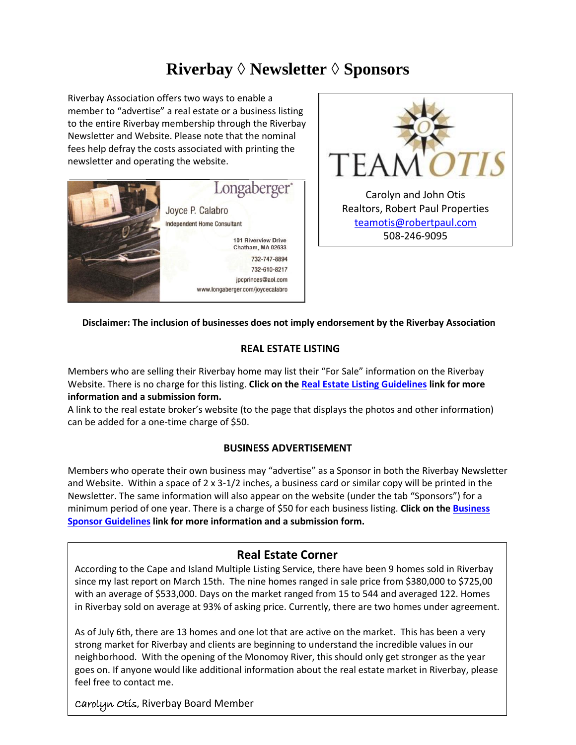# Riverbay ◊ Newsletter ◊ Sponsors

Riverbay Association offers two ways to enable a member to "advertise" a real estate or a business listing to the entire Riverbay membership through the Riverbay Newsletter and Website. Please note that the nominal fees help defray the costs associated with printing the newsletter and operating the website.

Longaberger®
Joyce P. Calabro
Independent Home Consultant
101 Riverview Drive
Chatham, MA 02633
732-747-8894
732-610-8217
jpcprinces@aol.com
www.longaberger.com/joycecalabro

TEAM OTIS
Carolyn and John Otis
Realtors, Robert Paul Properties
teamotis@robertpaul.com
508-246-9095

**Disclaimer: The inclusion of businesses does not imply endorsement by the Riverbay Association**

## REAL ESTATE LISTING

Members who are selling their Riverbay home may list their "For Sale" information on the Riverbay Website. There is no charge for this listing. **Click on the Real Estate Listing Guidelines link for more information and a submission form.**

A link to the real estate broker's website (to the page that displays the photos and other information) can be added for a one-time charge of $50.

## BUSINESS ADVERTISEMENT

Members who operate their own business may "advertise" as a Sponsor in both the Riverbay Newsletter and Website. Within a space of 2 x 3-1/2 inches, a business card or similar copy will be printed in the Newsletter. The same information will also appear on the website (under the tab "Sponsors") for a minimum period of one year. There is a charge of $50 for each business listing. **Click on the Business Sponsor Guidelines link for more information and a submission form.**

## Real Estate Corner

According to the Cape and Island Multiple Listing Service, there have been 9 homes sold in Riverbay since my last report on March 15th. The nine homes ranged in sale price from $380,000 to $725,00 with an average of $533,000. Days on the market ranged from 15 to 544 and averaged 122. Homes in Riverbay sold on average at 93% of asking price. Currently, there are two homes under agreement.

As of July 6th, there are 13 homes and one lot that are active on the market. This has been a very strong market for Riverbay and clients are beginning to understand the incredible values in our neighborhood. With the opening of the Monomoy River, this should only get stronger as the year goes on. If anyone would like additional information about the real estate market in Riverbay, please feel free to contact me.

*Carolyn Otis*, Riverbay Board Member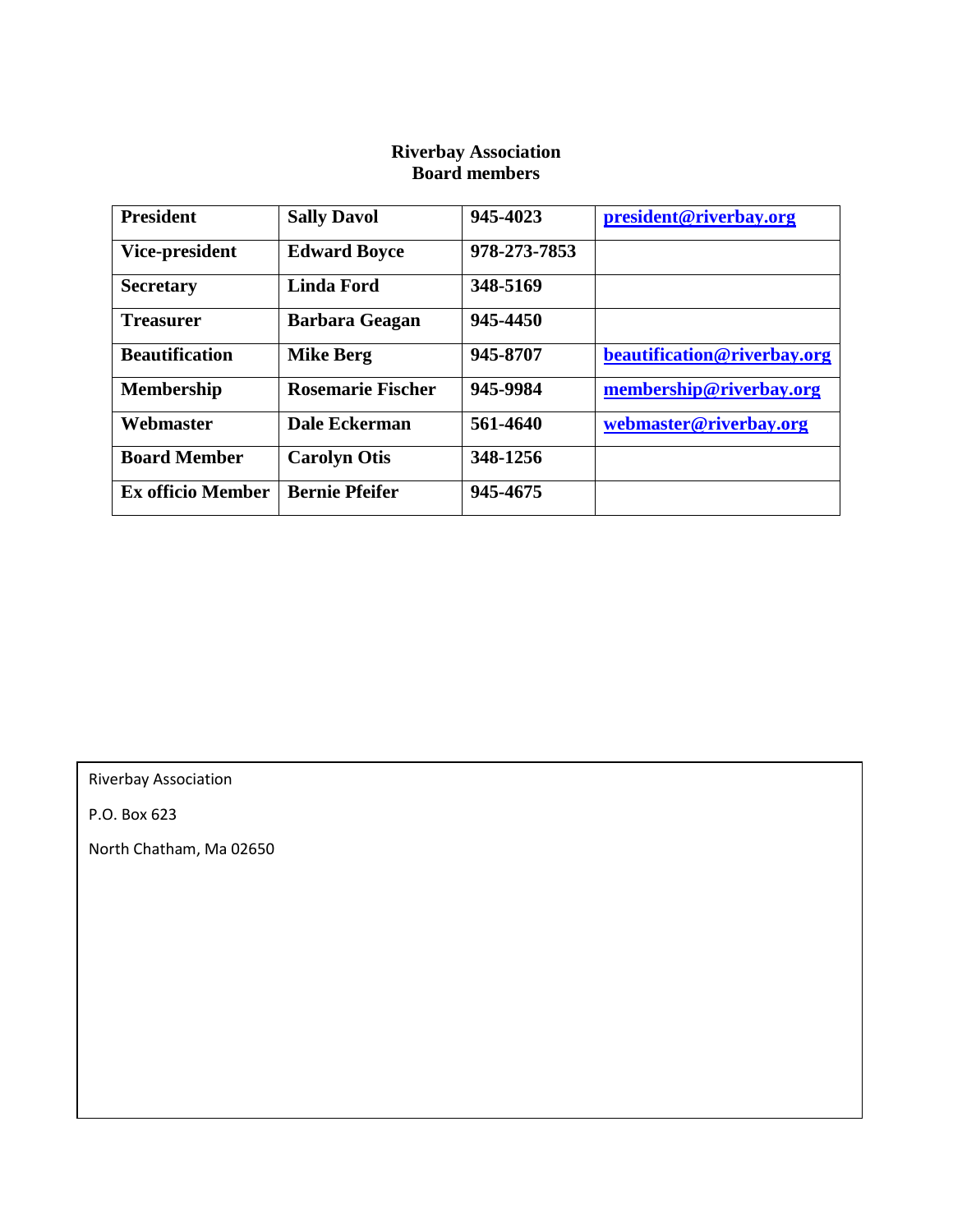**Riverbay Association**
**Board members**

| | | | |
|---|---|---|---|
| **President** | **Sally Davol** | **945-4023** | **president@riverbay.org** |
| **Vice-president** | **Edward Boyce** | **978-273-7853** | |
| **Secretary** | **Linda Ford** | **348-5169** | |
| **Treasurer** | **Barbara Geagan** | **945-4450** | |
| **Beautification** | **Mike Berg** | **945-8707** | **beautification@riverbay.org** |
| **Membership** | **Rosemarie Fischer** | **945-9984** | **membership@riverbay.org** |
| **Webmaster** | **Dale Eckerman** | **561-4640** | **webmaster@riverbay.org** |
| **Board Member** | **Carolyn Otis** | **348-1256** | |
| **Ex officio Member** | **Bernie Pfeifer** | **945-4675** | |

Riverbay Association

P.O. Box 623

North Chatham, Ma 02650